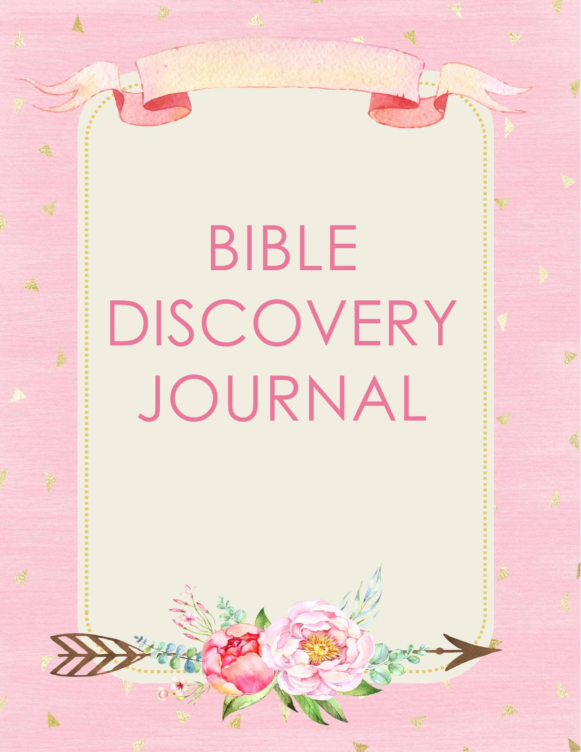# BIBLE DISCOVERY JOURNAL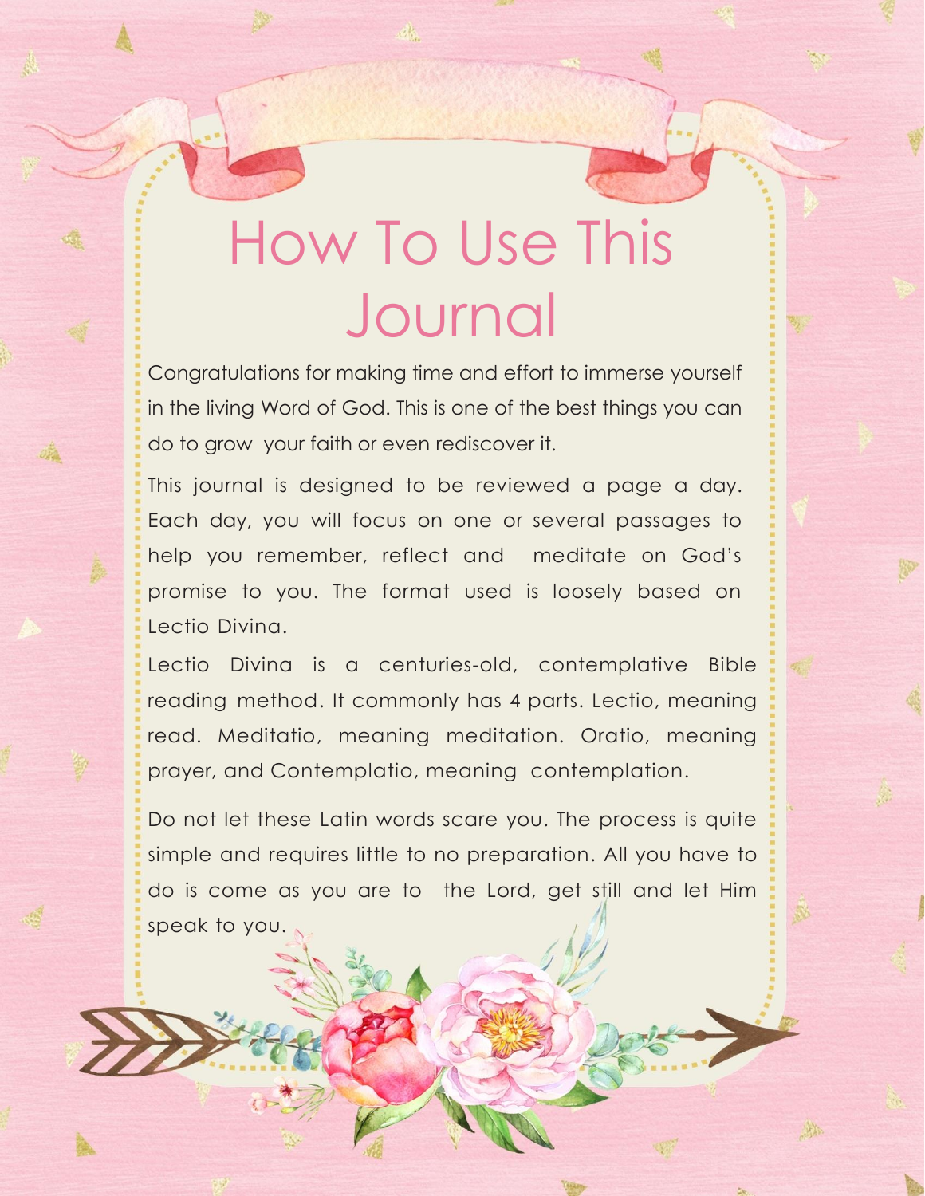# How To Use This Journal

Congratulations for making time and effort to immerse yourself in the living Word of God. This is one of the best things you can do to grow your faith or even rediscover it.

This journal is designed to be reviewed a page a day. Each day, you will focus on one or several passages to help you remember, reflect and meditate on God's promise to you. The format used is loosely based on Lectio Divina.

Lectio Divina is a centuries-old, contemplative Bible reading method. It commonly has 4 parts. Lectio, meaning read. Meditatio, meaning meditation. Oratio, meaning prayer, and Contemplatio, meaning contemplation.

Do not let these Latin words scare you. The process is quite simple and requires little to no preparation. All you have to do is come as you are to the Lord, get still and let Him speak to you.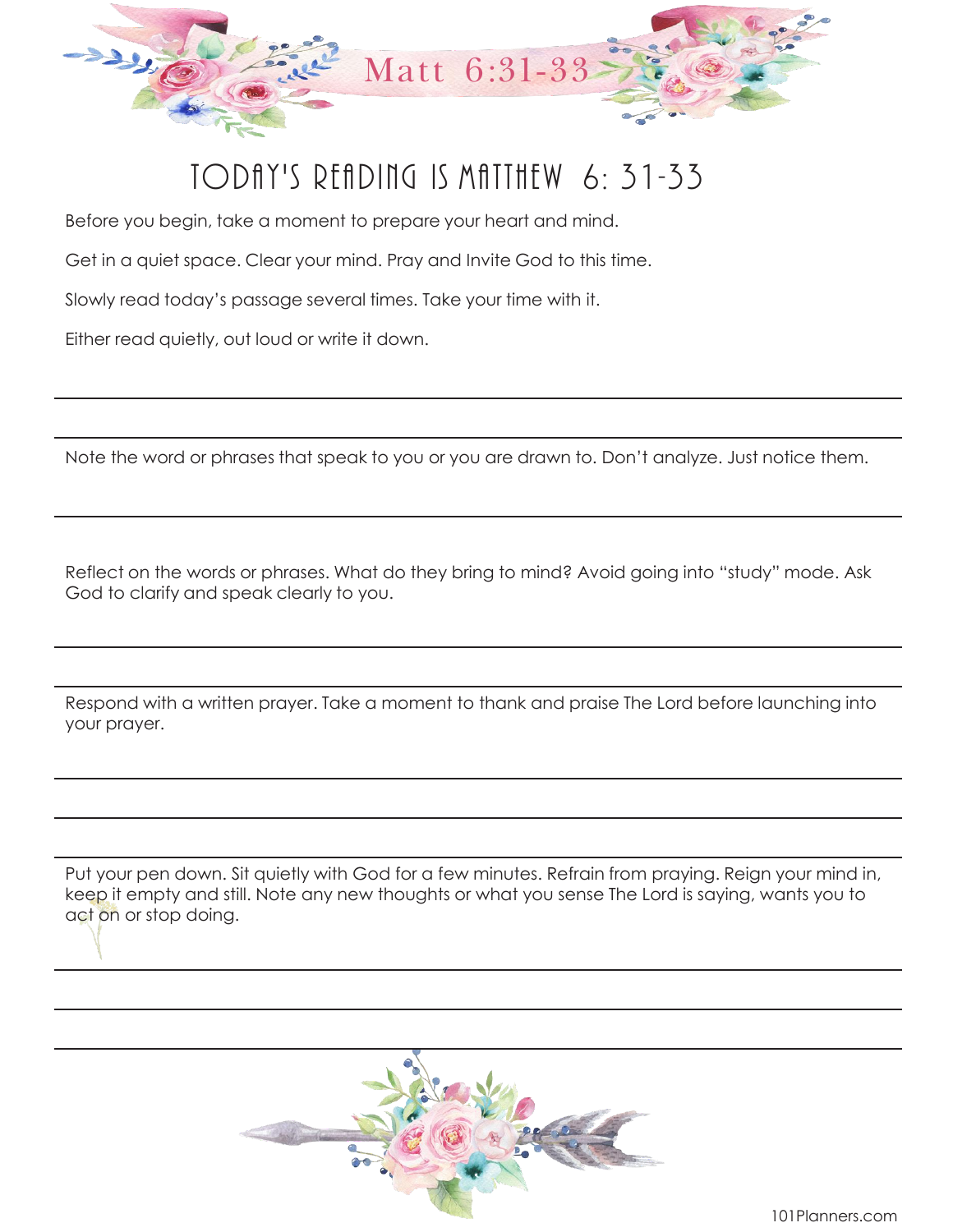Matt 6:31-33

# TODAY'S READING IS MATTHEW 6: 31-33

Before you begin, take a moment to prepare your heart and mind.

Get in a quiet space. Clear your mind. Pray and Invite God to this time.

Slowly read today's passage several times. Take your time with it.

Either read quietly, out loud or write it down.

Note the word or phrases that speak to you or you are drawn to. Don't analyze. Just notice them.

Reflect on the words or phrases. What do they bring to mind? Avoid going into "study" mode. Ask God to clarify and speak clearly to you.

Respond with a written prayer. Take a moment to thank and praise The Lord before launching into your prayer.

Put your pen down. Sit quietly with God for a few minutes. Refrain from praying. Reign your mind in, keep it empty and still. Note any new thoughts or what you sense The Lord is saying, wants you to act on or stop doing.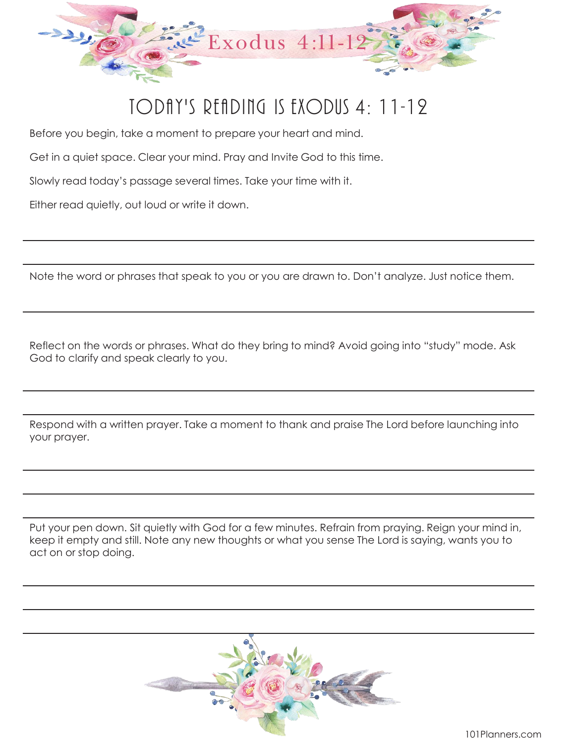Exodus 4:11-12

# TODAY'S READING IS EXODUS 4: 11-12

Before you begin, take a moment to prepare your heart and mind.

Get in a quiet space. Clear your mind. Pray and Invite God to this time.

Slowly read today's passage several times. Take your time with it.

Either read quietly, out loud or write it down.

Note the word or phrases that speak to you or you are drawn to. Don't analyze. Just notice them.

Reflect on the words or phrases. What do they bring to mind? Avoid going into "study" mode. Ask God to clarify and speak clearly to you.

Respond with a written prayer. Take a moment to thank and praise The Lord before launching into your prayer.

Put your pen down. Sit quietly with God for a few minutes. Refrain from praying. Reign your mind in, keep it empty and still. Note any new thoughts or what you sense The Lord is saying, wants you to act on or stop doing.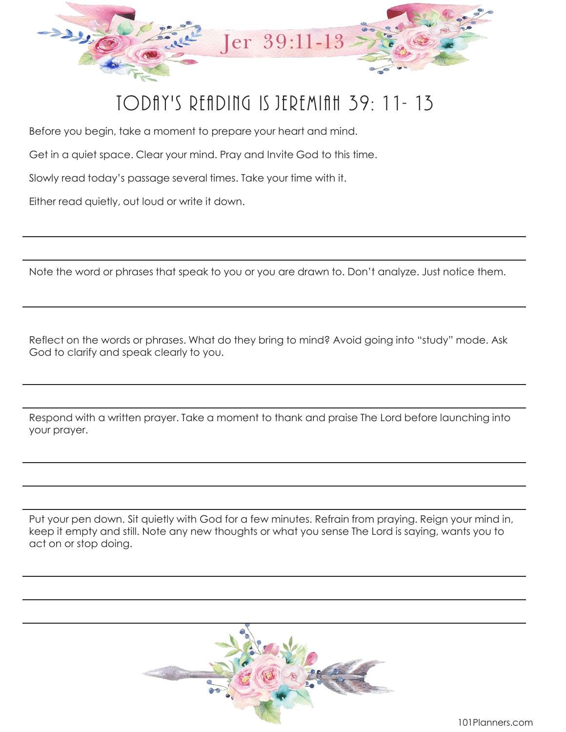Jer 39:11-13

# TODAY'S READING IS JEREMIAH 39: 11- 13

Before you begin, take a moment to prepare your heart and mind.

Get in a quiet space. Clear your mind. Pray and Invite God to this time.

Slowly read today's passage several times. Take your time with it.

Either read quietly, out loud or write it down.

Note the word or phrases that speak to you or you are drawn to. Don't analyze. Just notice them.

Reflect on the words or phrases. What do they bring to mind? Avoid going into "study" mode. Ask God to clarify and speak clearly to you.

Respond with a written prayer. Take a moment to thank and praise The Lord before launching into your prayer.

Put your pen down. Sit quietly with God for a few minutes. Refrain from praying. Reign your mind in, keep it empty and still. Note any new thoughts or what you sense The Lord is saying, wants you to act on or stop doing.

101Planners.com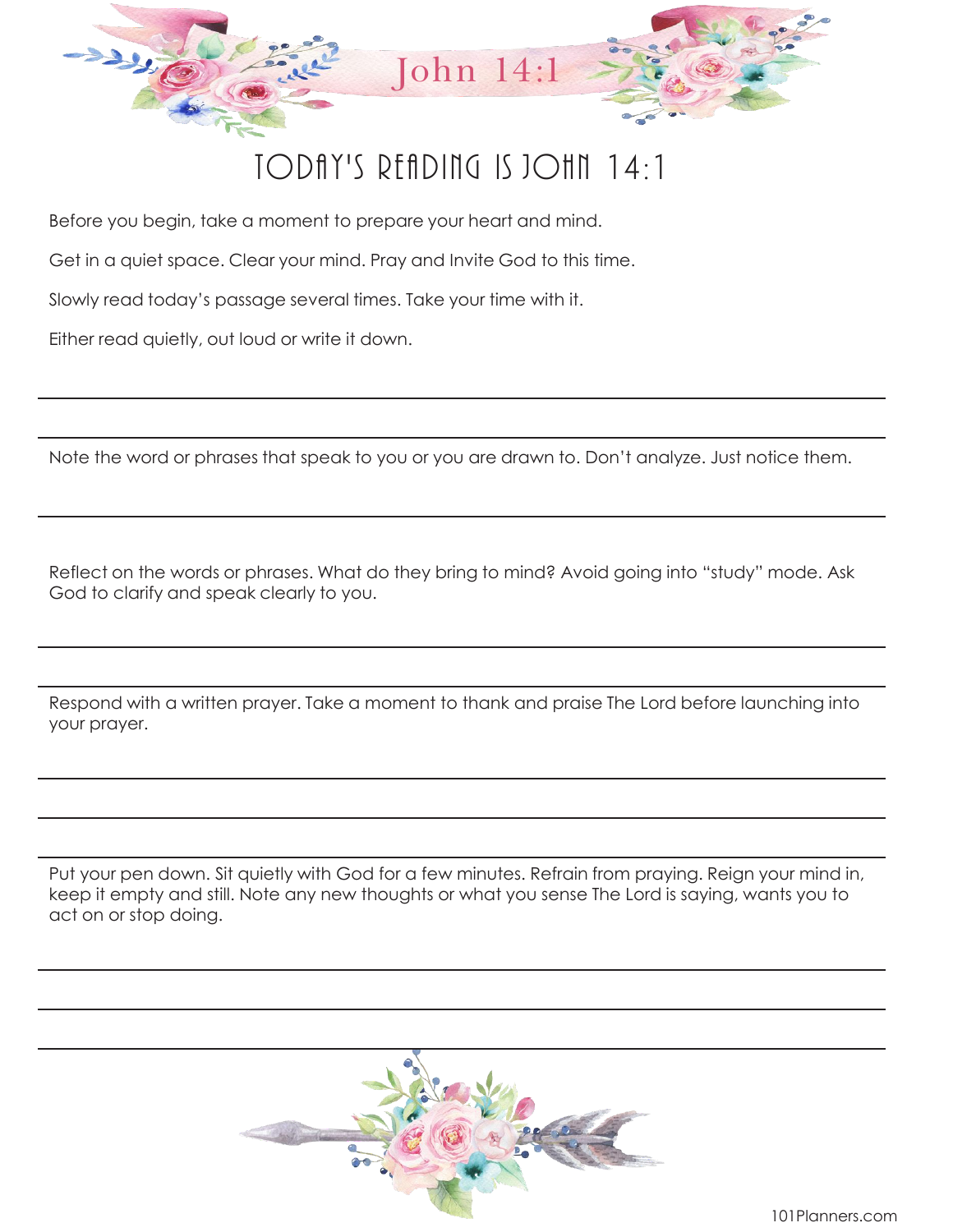# John 14:1

## TODAY'S READING IS JOHN 14:1

Before you begin, take a moment to prepare your heart and mind.

Get in a quiet space. Clear your mind. Pray and Invite God to this time.

Slowly read today's passage several times. Take your time with it.

Either read quietly, out loud or write it down.

Note the word or phrases that speak to you or you are drawn to. Don't analyze. Just notice them.

Reflect on the words or phrases. What do they bring to mind? Avoid going into "study" mode. Ask God to clarify and speak clearly to you.

Respond with a written prayer. Take a moment to thank and praise The Lord before launching into your prayer.

Put your pen down. Sit quietly with God for a few minutes. Refrain from praying. Reign your mind in, keep it empty and still. Note any new thoughts or what you sense The Lord is saying, wants you to act on or stop doing.

101Planners.com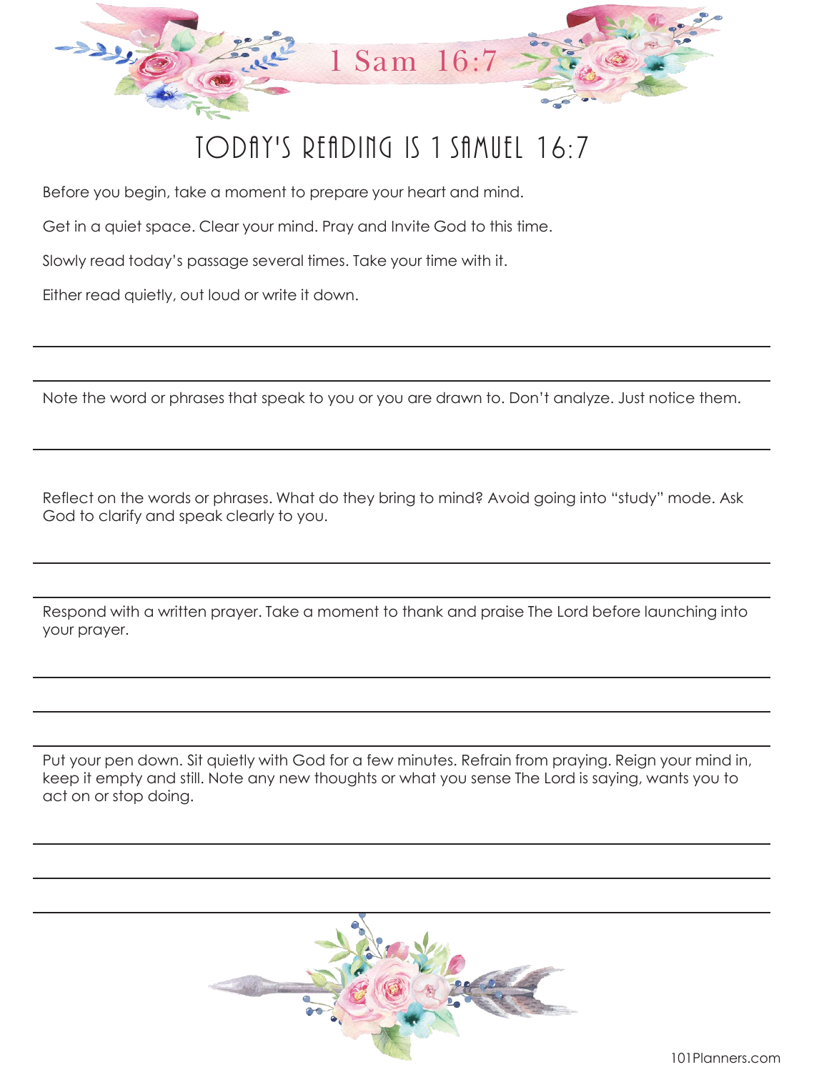1 Sam 16:7

# TODAY'S READING IS 1 SAMUEL 16:7

Before you begin, take a moment to prepare your heart and mind.

Get in a quiet space. Clear your mind. Pray and Invite God to this time.

Slowly read today's passage several times. Take your time with it.

Either read quietly, out loud or write it down.

Note the word or phrases that speak to you or you are drawn to. Don't analyze. Just notice them.

Reflect on the words or phrases. What do they bring to mind? Avoid going into "study" mode. Ask God to clarify and speak clearly to you.

Respond with a written prayer. Take a moment to thank and praise The Lord before launching into your prayer.

Put your pen down. Sit quietly with God for a few minutes. Refrain from praying. Reign your mind in, keep it empty and still. Note any new thoughts or what you sense The Lord is saying, wants you to act on or stop doing.

101Planners.com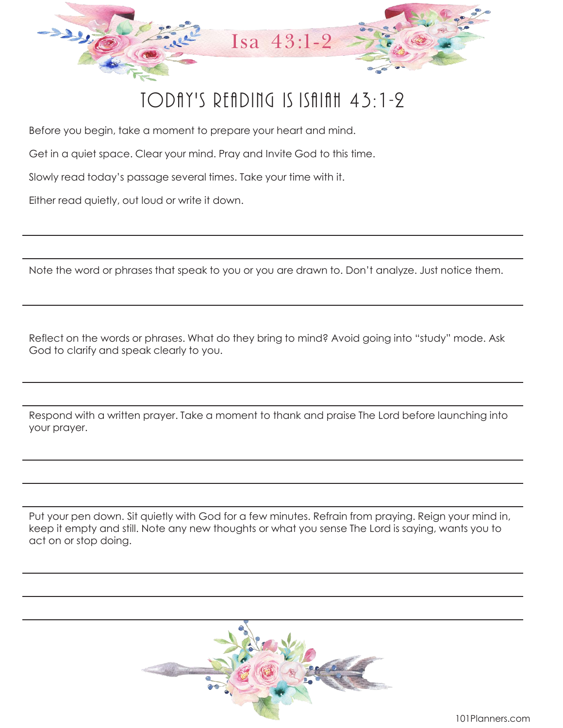Isa 43:1-2

# TODAY'S READING IS ISAIAH 43:1-2

Before you begin, take a moment to prepare your heart and mind.

Get in a quiet space. Clear your mind. Pray and Invite God to this time.

Slowly read today's passage several times. Take your time with it.

Either read quietly, out loud or write it down.

Note the word or phrases that speak to you or you are drawn to. Don't analyze. Just notice them.

Reflect on the words or phrases. What do they bring to mind? Avoid going into "study" mode. Ask God to clarify and speak clearly to you.

Respond with a written prayer. Take a moment to thank and praise The Lord before launching into your prayer.

Put your pen down. Sit quietly with God for a few minutes. Refrain from praying. Reign your mind in, keep it empty and still. Note any new thoughts or what you sense The Lord is saying, wants you to act on or stop doing.

101Planners.com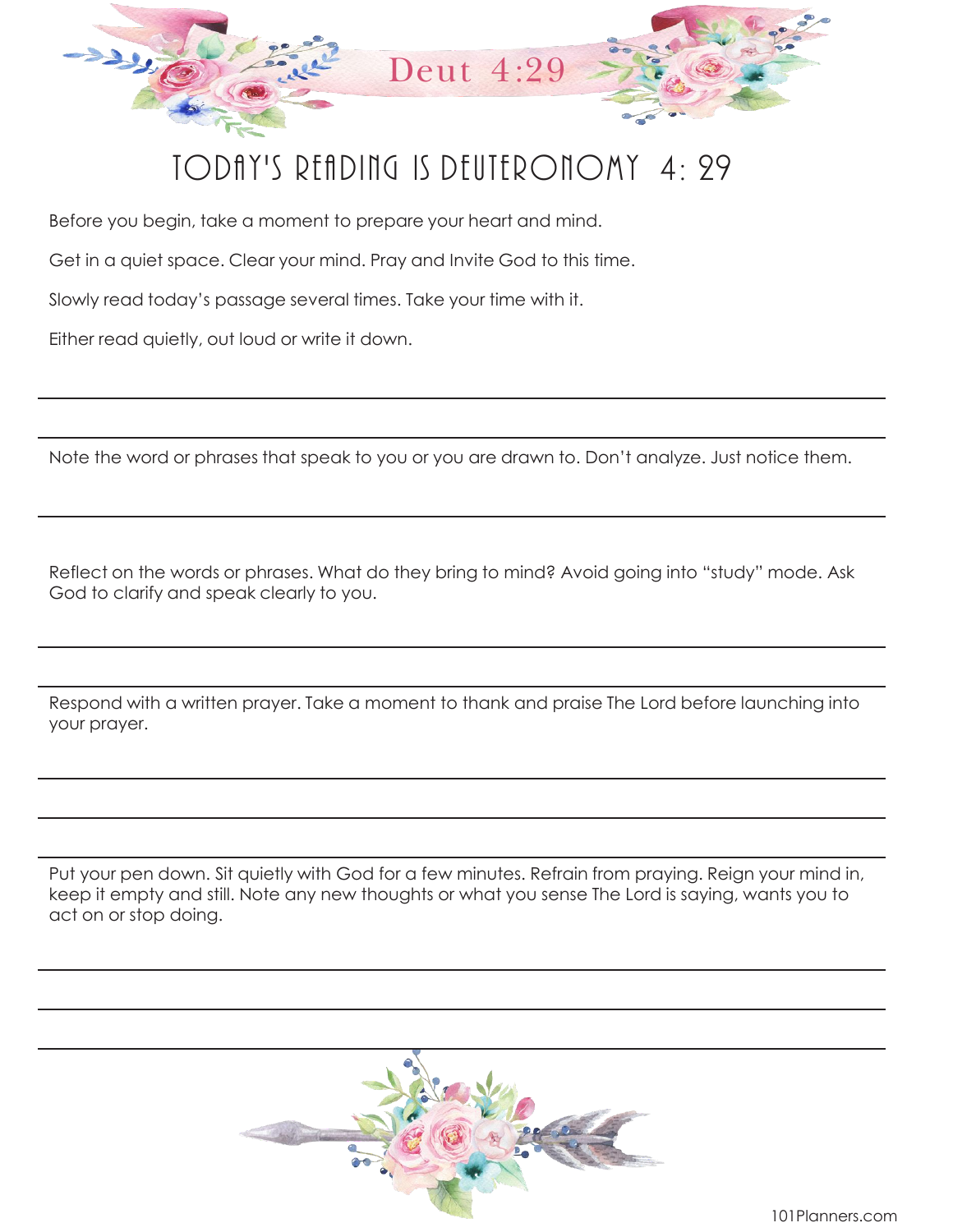Deut 4:29

# TODAY'S READING IS DEUTERONOMY 4: 29

Before you begin, take a moment to prepare your heart and mind.

Get in a quiet space. Clear your mind. Pray and Invite God to this time.

Slowly read today's passage several times. Take your time with it.

Either read quietly, out loud or write it down.

Note the word or phrases that speak to you or you are drawn to. Don't analyze. Just notice them.

Reflect on the words or phrases. What do they bring to mind? Avoid going into "study" mode. Ask God to clarify and speak clearly to you.

Respond with a written prayer. Take a moment to thank and praise The Lord before launching into your prayer.

Put your pen down. Sit quietly with God for a few minutes. Refrain from praying. Reign your mind in, keep it empty and still. Note any new thoughts or what you sense The Lord is saying, wants you to act on or stop doing.

101Planners.com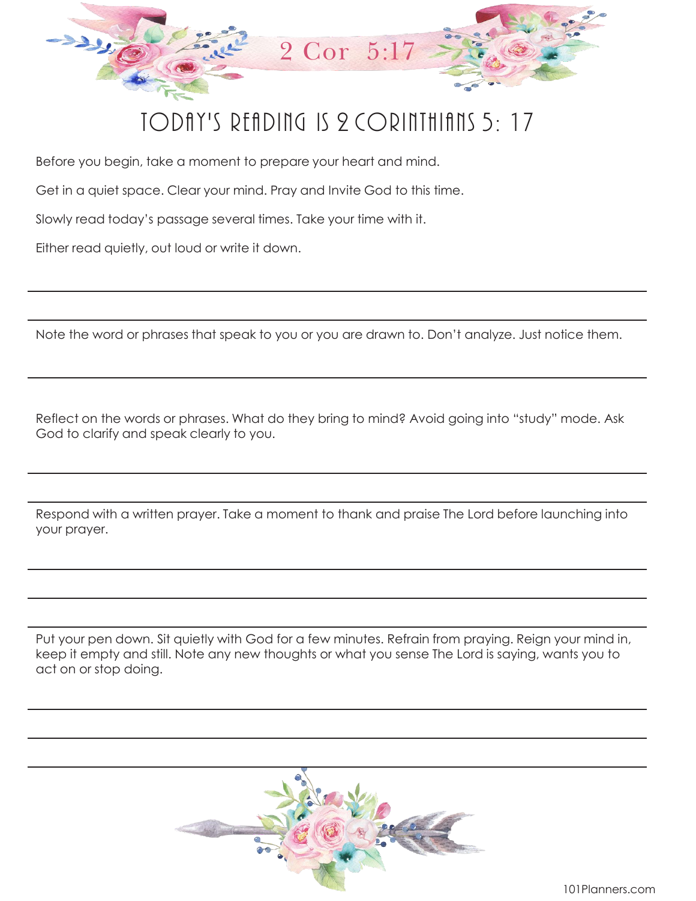2 Cor 5:17

# TODAY'S READING IS 2 CORINTHIANS 5: 17

Before you begin, take a moment to prepare your heart and mind.

Get in a quiet space. Clear your mind. Pray and Invite God to this time.

Slowly read today's passage several times. Take your time with it.

Either read quietly, out loud or write it down.

---

---

Note the word or phrases that speak to you or you are drawn to. Don't analyze. Just notice them.

---

Reflect on the words or phrases. What do they bring to mind? Avoid going into "study" mode. Ask God to clarify and speak clearly to you.

---

---

Respond with a written prayer. Take a moment to thank and praise The Lord before launching into your prayer.

---

---

---

Put your pen down. Sit quietly with God for a few minutes. Refrain from praying. Reign your mind in, keep it empty and still. Note any new thoughts or what you sense The Lord is saying, wants you to act on or stop doing.

---

---

---

101Planners.com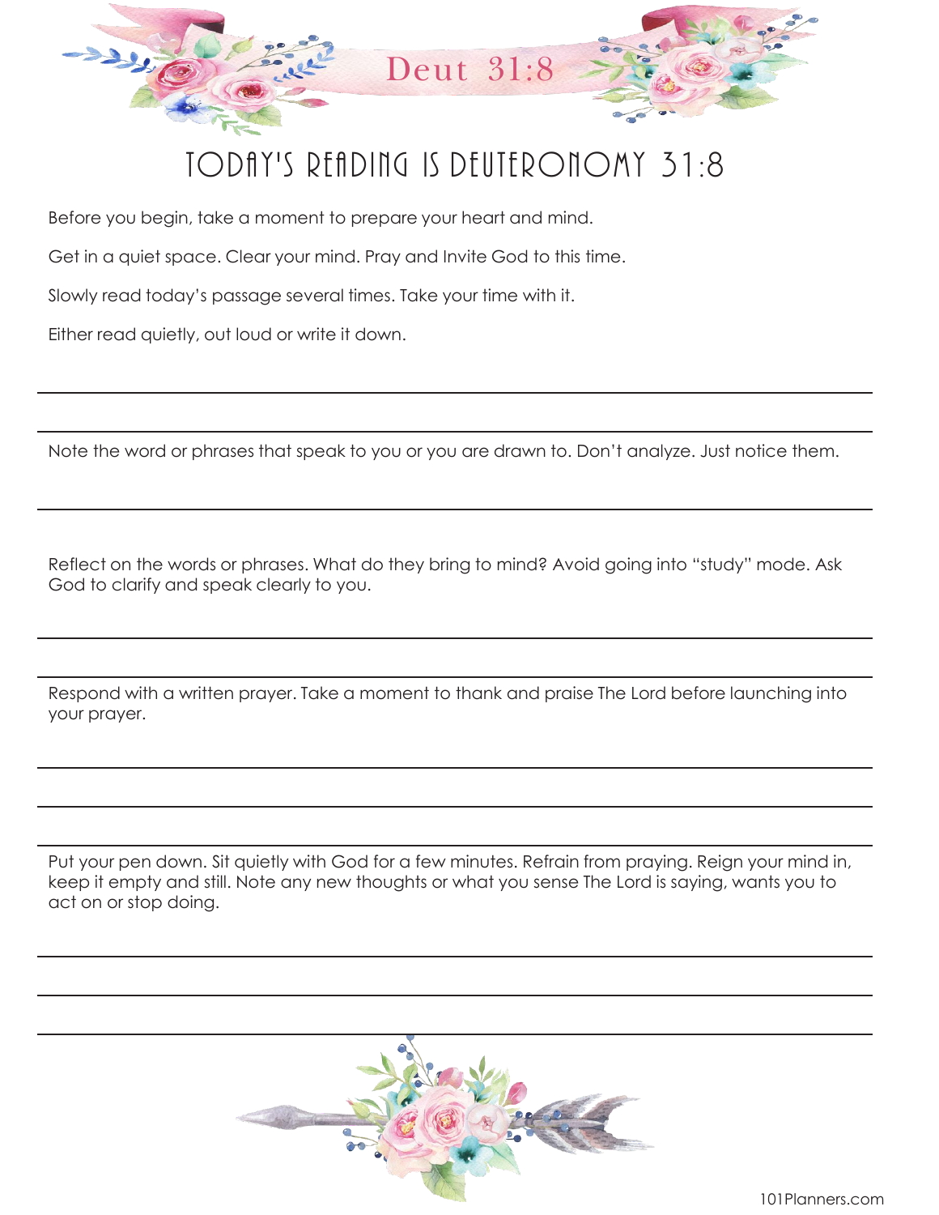Deut 31:8

# TODAY'S READING IS DEUTERONOMY 31:8

Before you begin, take a moment to prepare your heart and mind.

Get in a quiet space. Clear your mind. Pray and Invite God to this time.

Slowly read today's passage several times. Take your time with it.

Either read quietly, out loud or write it down.

Note the word or phrases that speak to you or you are drawn to. Don't analyze. Just notice them.

Reflect on the words or phrases. What do they bring to mind? Avoid going into "study" mode. Ask God to clarify and speak clearly to you.

Respond with a written prayer. Take a moment to thank and praise The Lord before launching into your prayer.

Put your pen down. Sit quietly with God for a few minutes. Refrain from praying. Reign your mind in, keep it empty and still. Note any new thoughts or what you sense The Lord is saying, wants you to act on or stop doing.

101Planners.com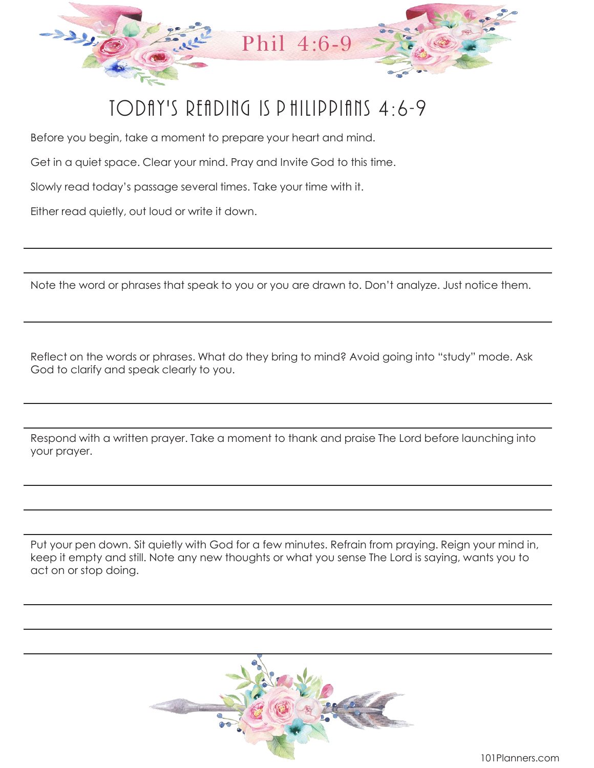Phil 4:6-9

# TODAY'S READING IS PHILIPPIANS 4:6-9

Before you begin, take a moment to prepare your heart and mind.

Get in a quiet space. Clear your mind. Pray and Invite God to this time.

Slowly read today's passage several times. Take your time with it.

Either read quietly, out loud or write it down.

Note the word or phrases that speak to you or you are drawn to. Don't analyze. Just notice them.

Reflect on the words or phrases. What do they bring to mind? Avoid going into "study" mode. Ask God to clarify and speak clearly to you.

Respond with a written prayer. Take a moment to thank and praise The Lord before launching into your prayer.

Put your pen down. Sit quietly with God for a few minutes. Refrain from praying. Reign your mind in, keep it empty and still. Note any new thoughts or what you sense The Lord is saying, wants you to act on or stop doing.

101Planners.com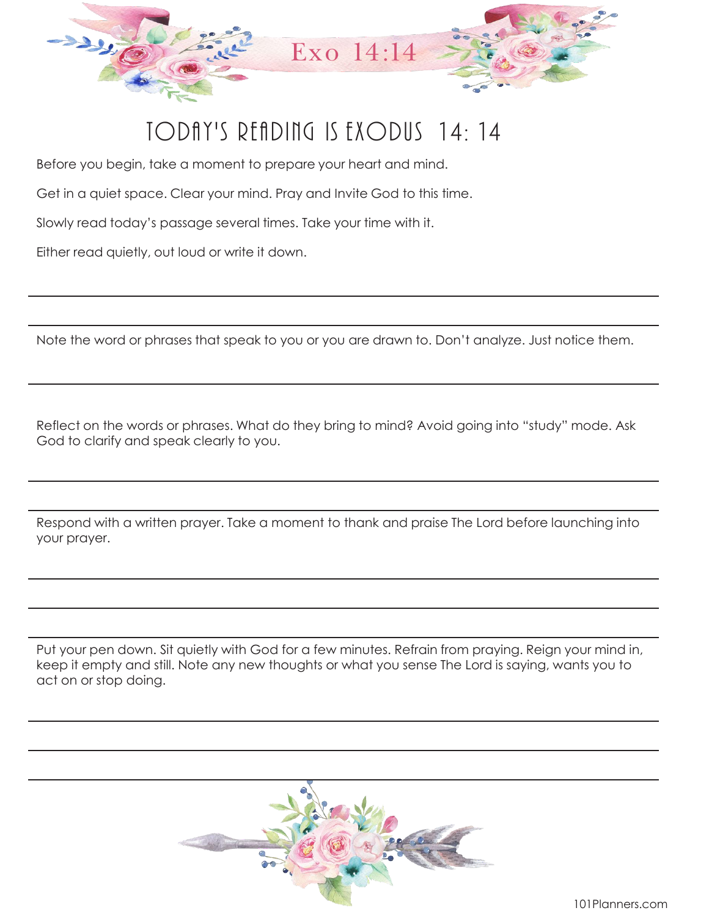Exo 14:14

# TODAY'S READING IS EXODUS 14: 14

Before you begin, take a moment to prepare your heart and mind.

Get in a quiet space. Clear your mind. Pray and Invite God to this time.

Slowly read today's passage several times. Take your time with it.

Either read quietly, out loud or write it down.

Note the word or phrases that speak to you or you are drawn to. Don't analyze. Just notice them.

Reflect on the words or phrases. What do they bring to mind? Avoid going into "study" mode. Ask God to clarify and speak clearly to you.

Respond with a written prayer. Take a moment to thank and praise The Lord before launching into your prayer.

Put your pen down. Sit quietly with God for a few minutes. Refrain from praying. Reign your mind in, keep it empty and still. Note any new thoughts or what you sense The Lord is saying, wants you to act on or stop doing.

101Planners.com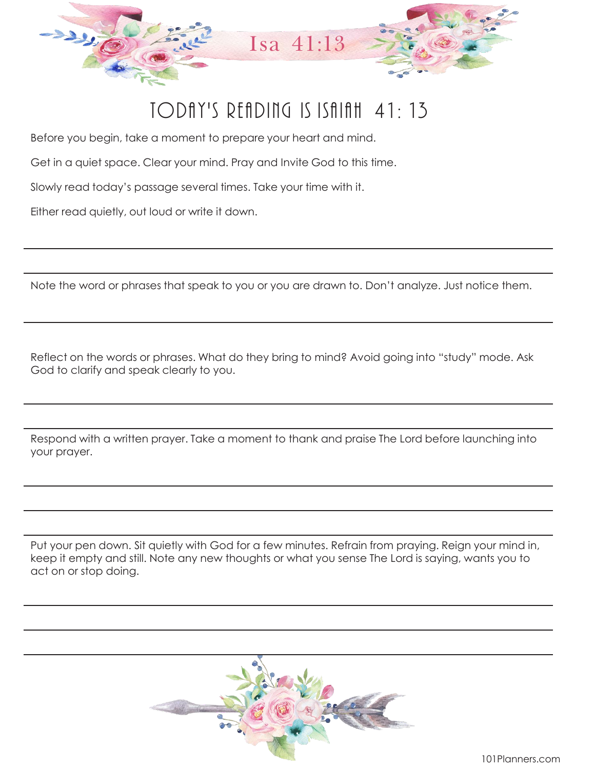Isa 41:13

# TODAY'S READING IS ISAIAH 41: 13

Before you begin, take a moment to prepare your heart and mind.

Get in a quiet space. Clear your mind. Pray and Invite God to this time.

Slowly read today's passage several times. Take your time with it.

Either read quietly, out loud or write it down.

Note the word or phrases that speak to you or you are drawn to. Don't analyze. Just notice them.

Reflect on the words or phrases. What do they bring to mind? Avoid going into "study" mode. Ask God to clarify and speak clearly to you.

Respond with a written prayer. Take a moment to thank and praise The Lord before launching into your prayer.

Put your pen down. Sit quietly with God for a few minutes. Refrain from praying. Reign your mind in, keep it empty and still. Note any new thoughts or what you sense The Lord is saying, wants you to act on or stop doing.

101Planners.com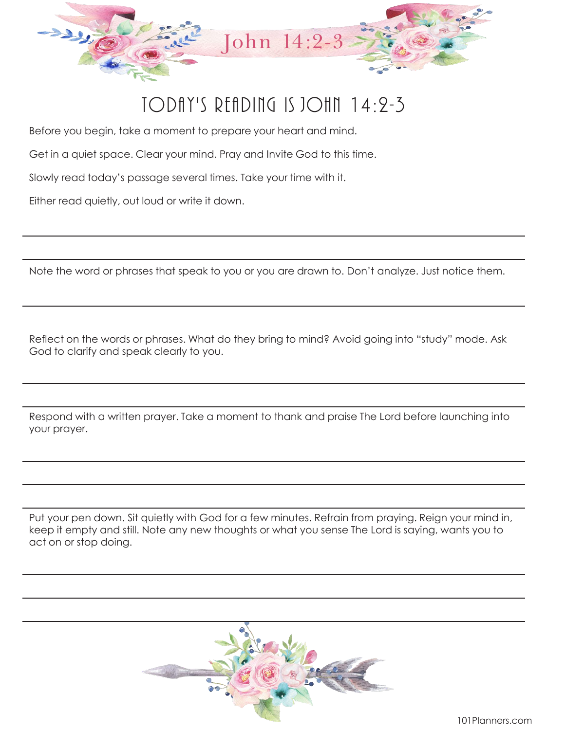# John 14:2-3

## TODAY'S READING IS JOHN 14:2-3

Before you begin, take a moment to prepare your heart and mind.

Get in a quiet space. Clear your mind. Pray and Invite God to this time.

Slowly read today's passage several times. Take your time with it.

Either read quietly, out loud or write it down.

Note the word or phrases that speak to you or you are drawn to. Don't analyze. Just notice them.

Reflect on the words or phrases. What do they bring to mind? Avoid going into "study" mode. Ask God to clarify and speak clearly to you.

Respond with a written prayer. Take a moment to thank and praise The Lord before launching into your prayer.

Put your pen down. Sit quietly with God for a few minutes. Refrain from praying. Reign your mind in, keep it empty and still. Note any new thoughts or what you sense The Lord is saying, wants you to act on or stop doing.

101Planners.com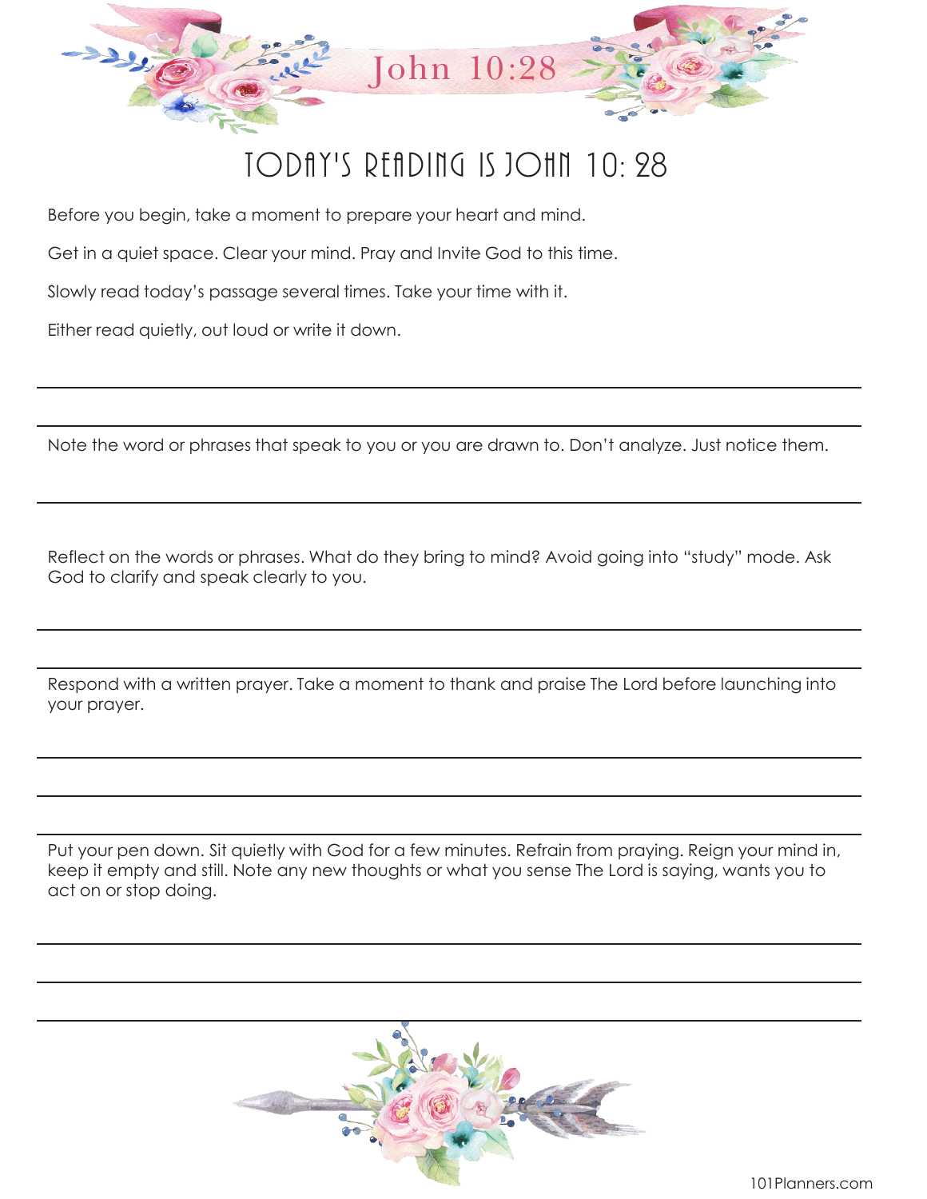# John 10:28

## TODAY'S READING IS JOHN 10: 28

Before you begin, take a moment to prepare your heart and mind.

Get in a quiet space. Clear your mind. Pray and Invite God to this time.

Slowly read today's passage several times. Take your time with it.

Either read quietly, out loud or write it down.

Note the word or phrases that speak to you or you are drawn to. Don't analyze. Just notice them.

Reflect on the words or phrases. What do they bring to mind? Avoid going into "study" mode. Ask God to clarify and speak clearly to you.

Respond with a written prayer. Take a moment to thank and praise The Lord before launching into your prayer.

Put your pen down. Sit quietly with God for a few minutes. Refrain from praying. Reign your mind in, keep it empty and still. Note any new thoughts or what you sense The Lord is saying, wants you to act on or stop doing.

101Planners.com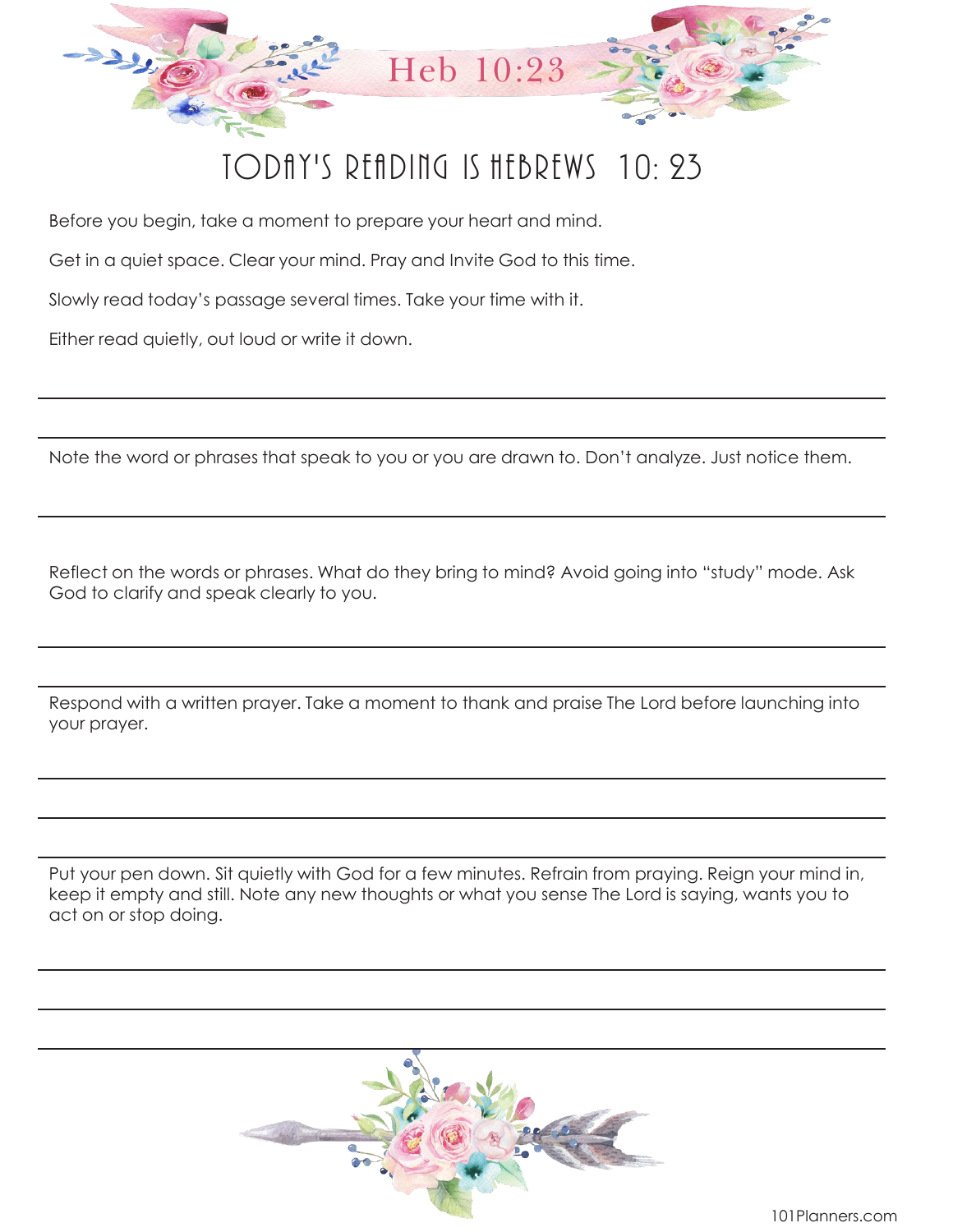Heb 10:23

# TODAY'S READING IS HEBREWS 10: 23

Before you begin, take a moment to prepare your heart and mind.

Get in a quiet space. Clear your mind. Pray and Invite God to this time.

Slowly read today's passage several times. Take your time with it.

Either read quietly, out loud or write it down.

---

---

Note the word or phrases that speak to you or you are drawn to. Don't analyze. Just notice them.

---

Reflect on the words or phrases. What do they bring to mind? Avoid going into "study" mode. Ask God to clarify and speak clearly to you.

---

---

Respond with a written prayer. Take a moment to thank and praise The Lord before launching into your prayer.

---

---

---

Put your pen down. Sit quietly with God for a few minutes. Refrain from praying. Reign your mind in, keep it empty and still. Note any new thoughts or what you sense The Lord is saying, wants you to act on or stop doing.

---

---

---

101Planners.com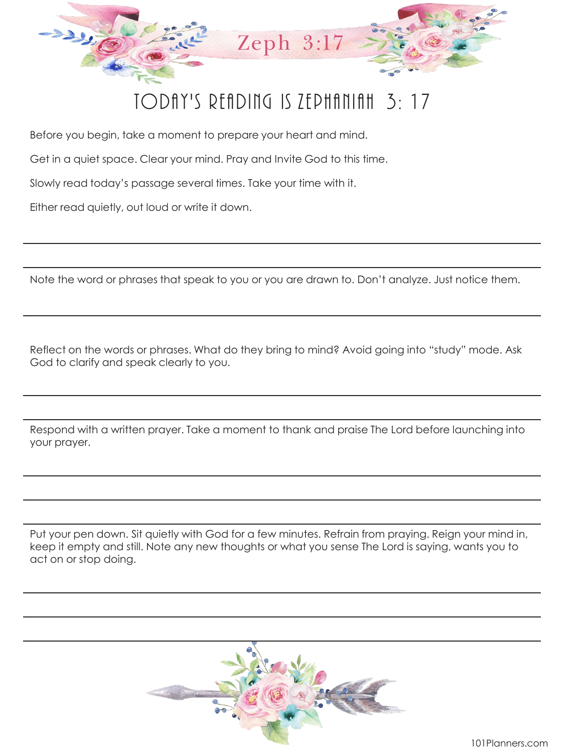Zeph 3:17

# TODAY'S READING IS ZEPHANIAH 3: 17

Before you begin, take a moment to prepare your heart and mind.

Get in a quiet space. Clear your mind. Pray and Invite God to this time.

Slowly read today's passage several times. Take your time with it.

Either read quietly, out loud or write it down.

Note the word or phrases that speak to you or you are drawn to. Don't analyze. Just notice them.

Reflect on the words or phrases. What do they bring to mind? Avoid going into "study" mode. Ask God to clarify and speak clearly to you.

Respond with a written prayer. Take a moment to thank and praise The Lord before launching into your prayer.

Put your pen down. Sit quietly with God for a few minutes. Refrain from praying. Reign your mind in, keep it empty and still. Note any new thoughts or what you sense The Lord is saying, wants you to act on or stop doing.

101Planners.com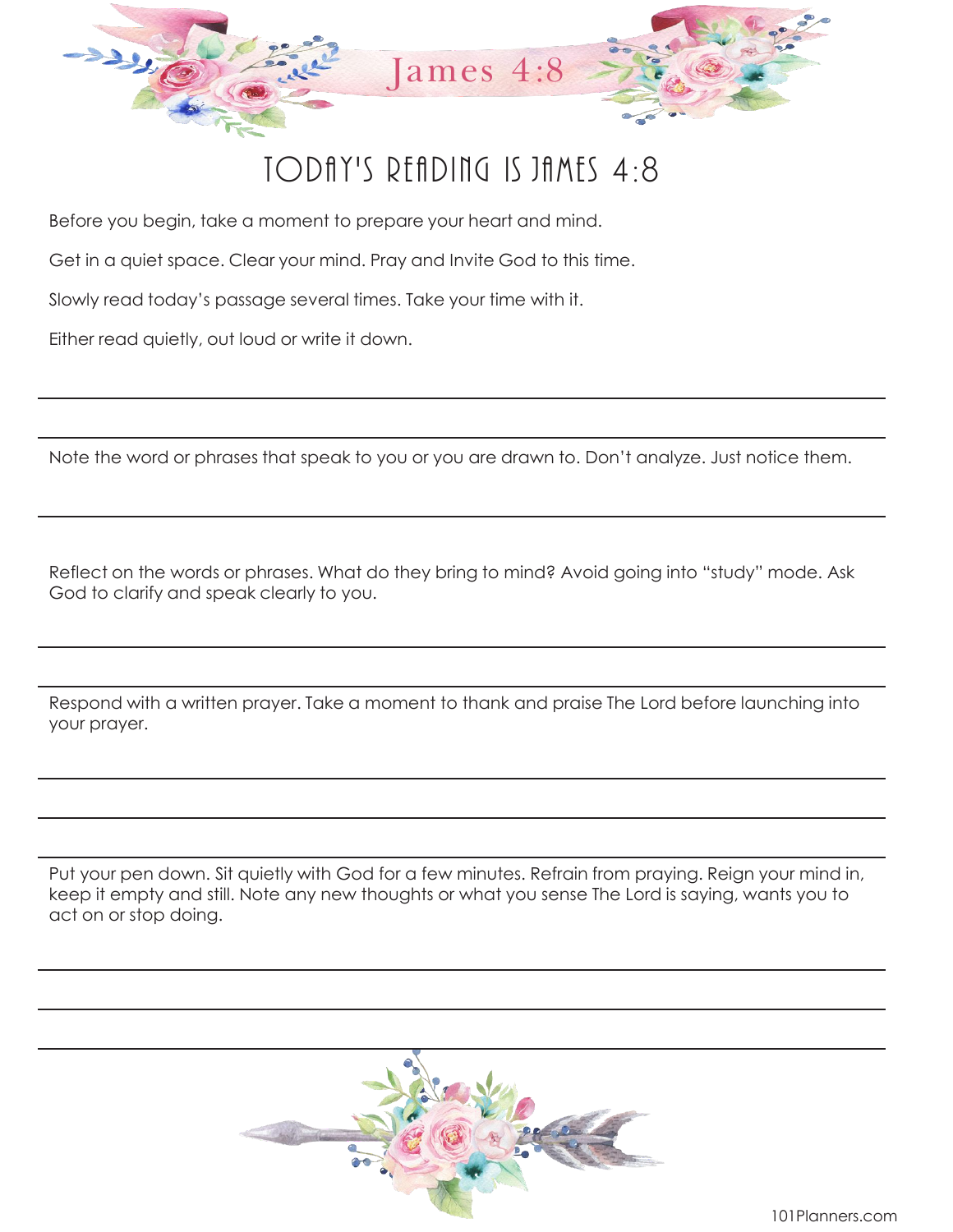# James 4:8

## TODAY'S READING IS JAMES 4:8

Before you begin, take a moment to prepare your heart and mind.

Get in a quiet space. Clear your mind. Pray and Invite God to this time.

Slowly read today's passage several times. Take your time with it.

Either read quietly, out loud or write it down.

Note the word or phrases that speak to you or you are drawn to. Don't analyze. Just notice them.

Reflect on the words or phrases. What do they bring to mind? Avoid going into "study" mode. Ask God to clarify and speak clearly to you.

Respond with a written prayer. Take a moment to thank and praise The Lord before launching into your prayer.

Put your pen down. Sit quietly with God for a few minutes. Refrain from praying. Reign your mind in, keep it empty and still. Note any new thoughts or what you sense The Lord is saying, wants you to act on or stop doing.

101Planners.com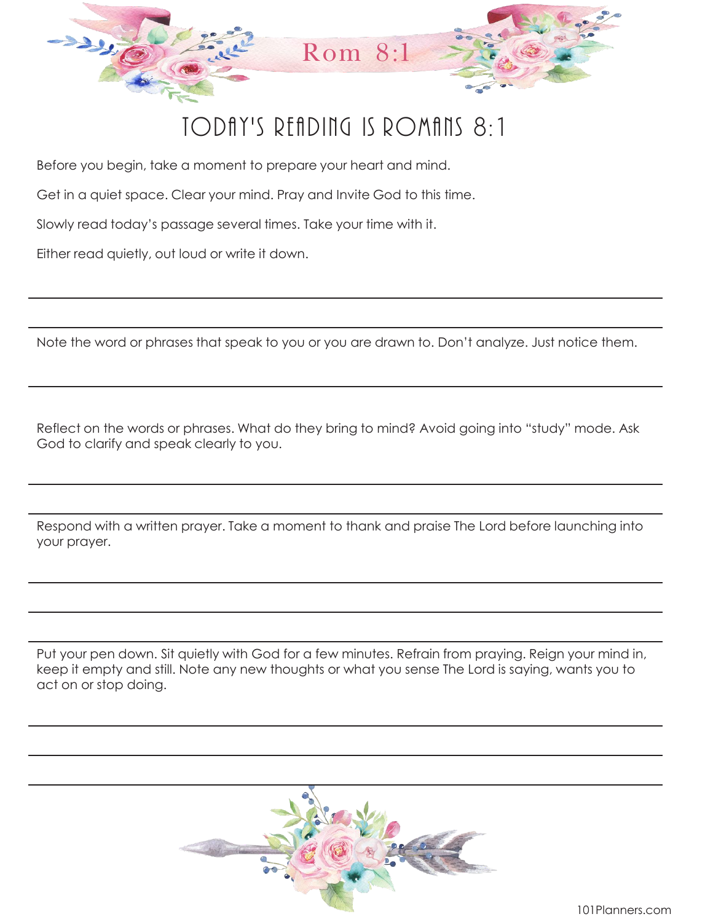Rom 8:1

# TODAY'S READING IS ROMANS 8:1

Before you begin, take a moment to prepare your heart and mind.

Get in a quiet space. Clear your mind. Pray and Invite God to this time.

Slowly read today's passage several times. Take your time with it.

Either read quietly, out loud or write it down.

---

---

Note the word or phrases that speak to you or you are drawn to. Don't analyze. Just notice them.

---

Reflect on the words or phrases. What do they bring to mind? Avoid going into "study" mode. Ask God to clarify and speak clearly to you.

---

---

Respond with a written prayer. Take a moment to thank and praise The Lord before launching into your prayer.

---

---

---

Put your pen down. Sit quietly with God for a few minutes. Refrain from praying. Reign your mind in, keep it empty and still. Note any new thoughts or what you sense The Lord is saying, wants you to act on or stop doing.

---

---

---

101Planners.com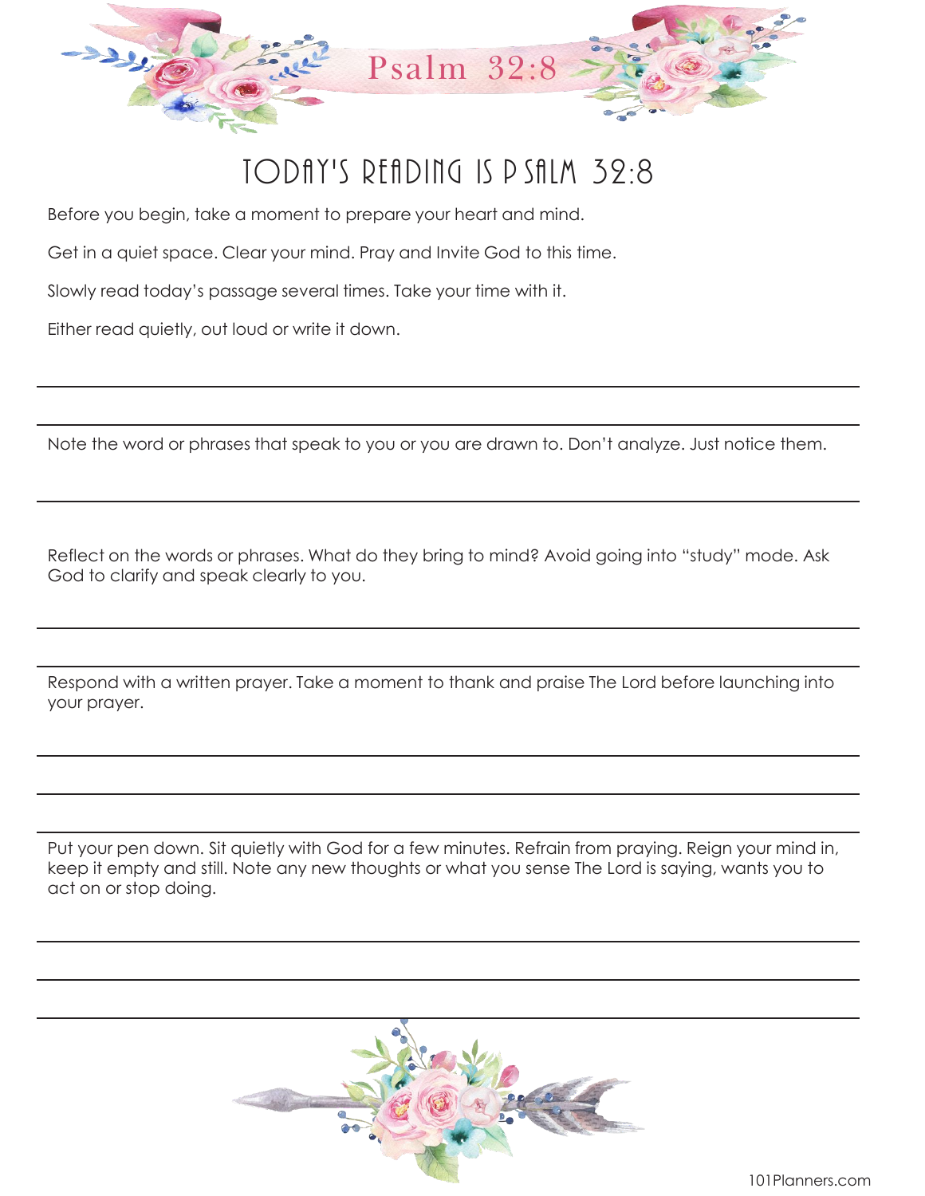# Psalm 32:8

## TODAY'S READING IS PSALM 32:8

Before you begin, take a moment to prepare your heart and mind.

Get in a quiet space. Clear your mind. Pray and Invite God to this time.

Slowly read today's passage several times. Take your time with it.

Either read quietly, out loud or write it down.

Note the word or phrases that speak to you or you are drawn to. Don't analyze. Just notice them.

Reflect on the words or phrases. What do they bring to mind? Avoid going into "study" mode. Ask God to clarify and speak clearly to you.

Respond with a written prayer. Take a moment to thank and praise The Lord before launching into your prayer.

Put your pen down. Sit quietly with God for a few minutes. Refrain from praying. Reign your mind in, keep it empty and still. Note any new thoughts or what you sense The Lord is saying, wants you to act on or stop doing.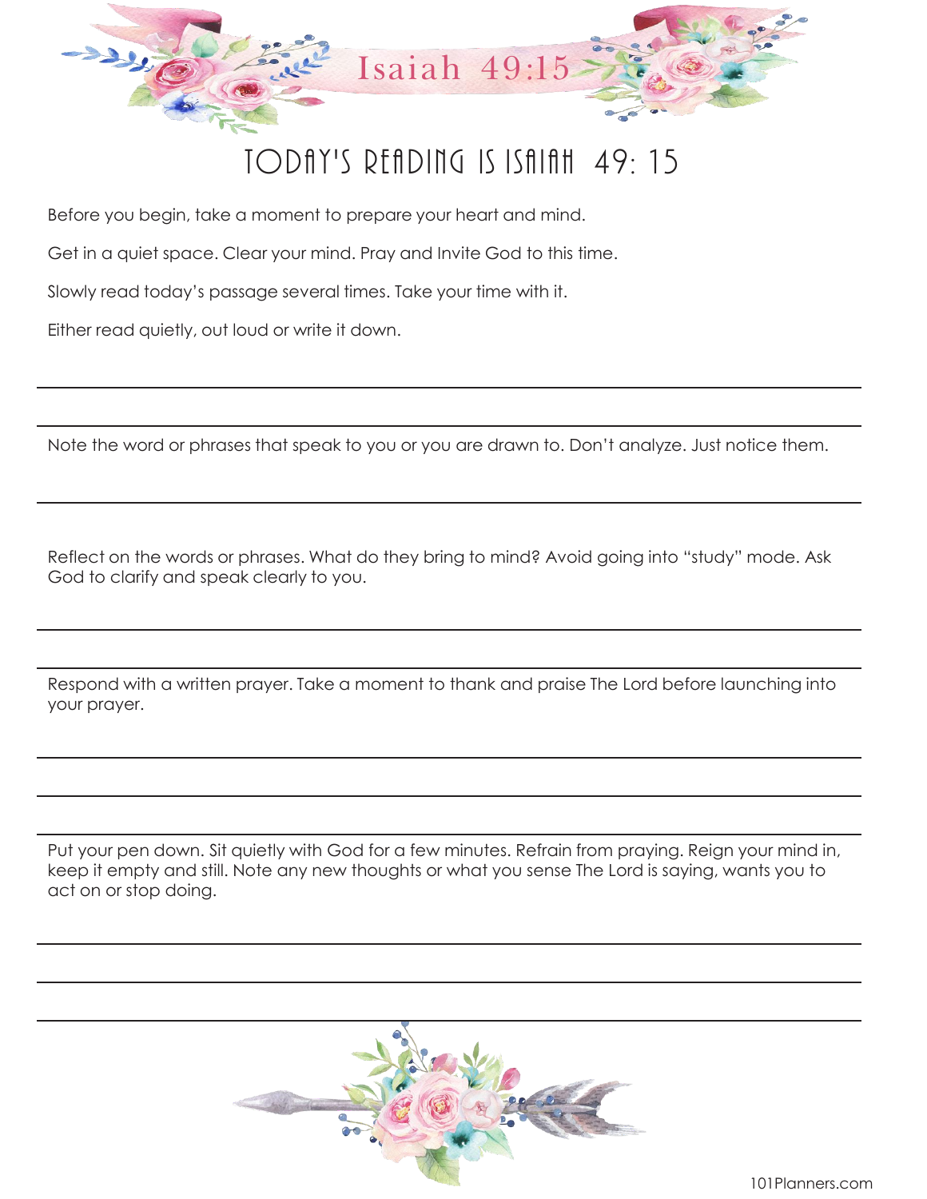# Isaiah 49:15

## TODAY'S READING IS ISAIAH 49: 15

Before you begin, take a moment to prepare your heart and mind.

Get in a quiet space. Clear your mind. Pray and Invite God to this time.

Slowly read today's passage several times. Take your time with it.

Either read quietly, out loud or write it down.

Note the word or phrases that speak to you or you are drawn to. Don't analyze. Just notice them.

Reflect on the words or phrases. What do they bring to mind? Avoid going into "study" mode. Ask God to clarify and speak clearly to you.

Respond with a written prayer. Take a moment to thank and praise The Lord before launching into your prayer.

Put your pen down. Sit quietly with God for a few minutes. Refrain from praying. Reign your mind in, keep it empty and still. Note any new thoughts or what you sense The Lord is saying, wants you to act on or stop doing.

101Planners.com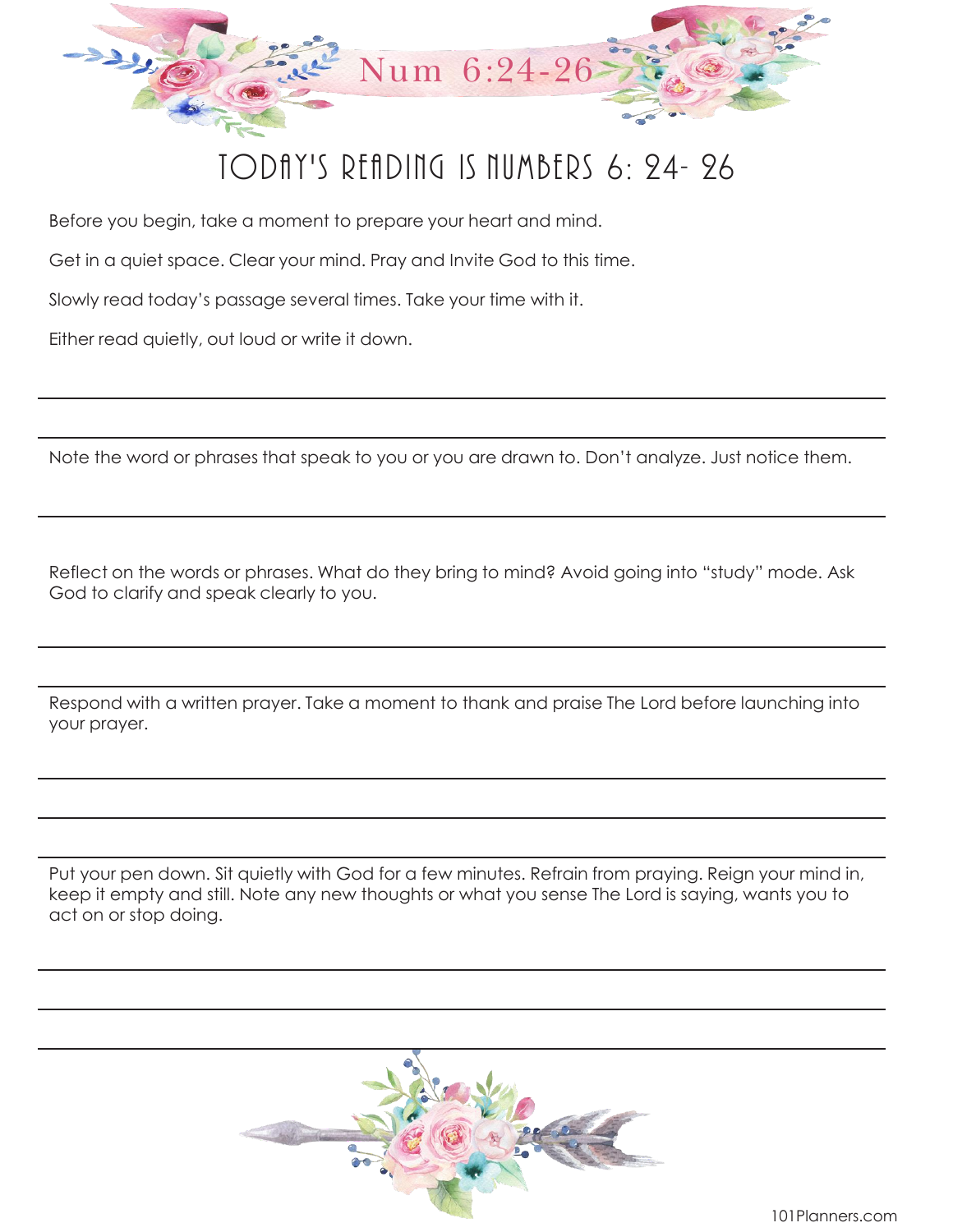Num 6:24-26

# TODAY'S READING IS NUMBERS 6: 24- 26

Before you begin, take a moment to prepare your heart and mind.

Get in a quiet space. Clear your mind. Pray and Invite God to this time.

Slowly read today's passage several times. Take your time with it.

Either read quietly, out loud or write it down.

Note the word or phrases that speak to you or you are drawn to. Don't analyze. Just notice them.

Reflect on the words or phrases. What do they bring to mind? Avoid going into "study" mode. Ask God to clarify and speak clearly to you.

Respond with a written prayer. Take a moment to thank and praise The Lord before launching into your prayer.

Put your pen down. Sit quietly with God for a few minutes. Refrain from praying. Reign your mind in, keep it empty and still. Note any new thoughts or what you sense The Lord is saying, wants you to act on or stop doing.

101Planners.com